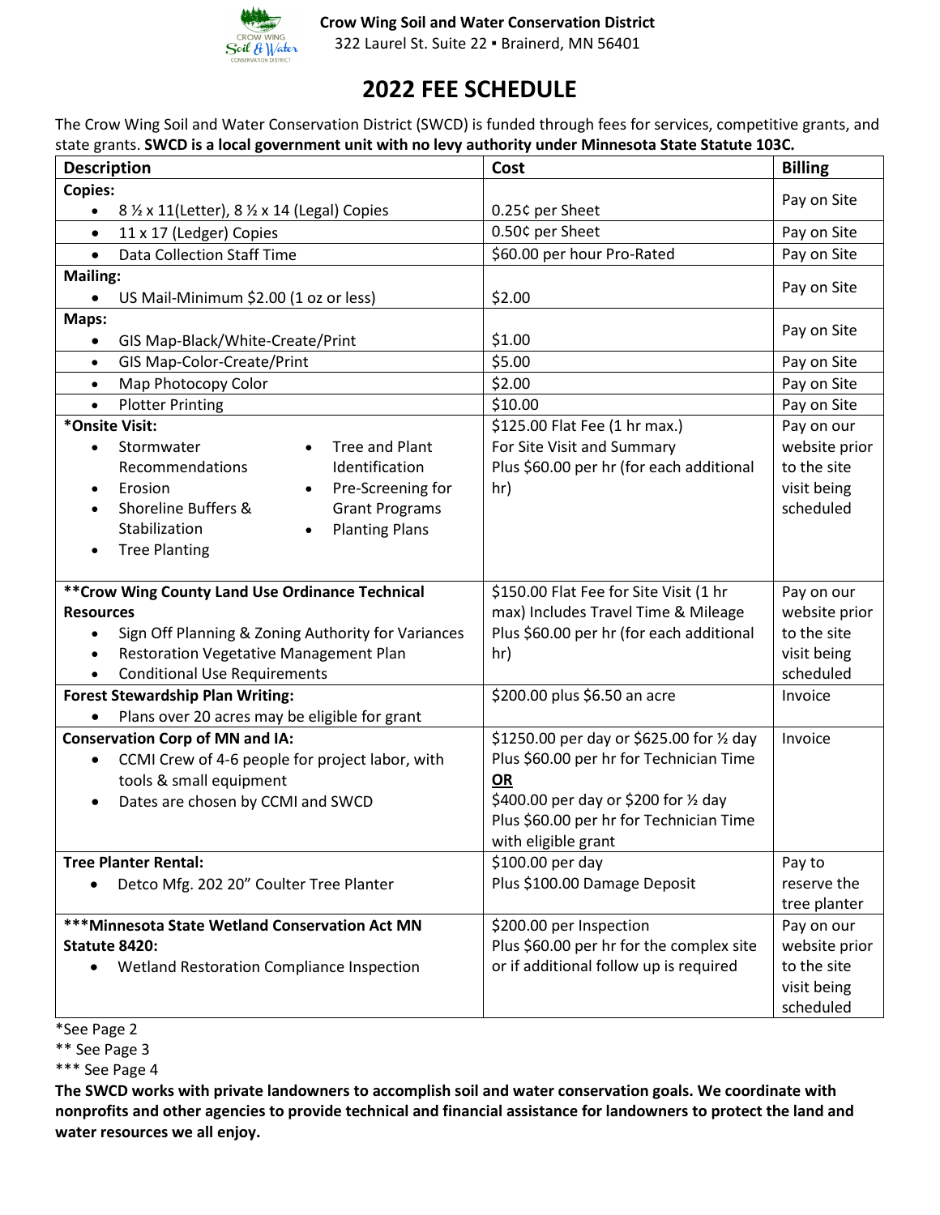**Crow Wing Soil and Water Conservation District**
322 Laurel St. Suite 22 ▪ Brainerd, MN 56401

# 2022 FEE SCHEDULE

The Crow Wing Soil and Water Conservation District (SWCD) is funded through fees for services, competitive grants, and state grants. **SWCD is a local government unit with no levy authority under Minnesota State Statute 103C.**

| Description | Cost | Billing |
|---|---|---|
| **Copies:**<br>• 8 ½ x 11(Letter), 8 ½ x 14 (Legal) Copies | 0.25¢ per Sheet | Pay on Site |
| • 11 x 17 (Ledger) Copies | 0.50¢ per Sheet | Pay on Site |
| • Data Collection Staff Time | $60.00 per hour Pro-Rated | Pay on Site |
| **Mailing:**<br>• US Mail-Minimum $2.00 (1 oz or less) | $2.00 | Pay on Site |
| **Maps:**<br>• GIS Map-Black/White-Create/Print | $1.00 | Pay on Site |
| • GIS Map-Color-Create/Print | $5.00 | Pay on Site |
| • Map Photocopy Color | $2.00 | Pay on Site |
| • Plotter Printing | $10.00 | Pay on Site |
| **\*Onsite Visit:**<br>• Stormwater Recommendations<br>• Erosion<br>• Shoreline Buffers & Stabilization<br>• Tree Planting<br>• Tree and Plant Identification<br>• Pre-Screening for Grant Programs<br>• Planting Plans | $125.00 Flat Fee (1 hr max.) For Site Visit and Summary Plus $60.00 per hr (for each additional hr) | Pay on our website prior to the site visit being scheduled |
| **\*\*Crow Wing County Land Use Ordinance Technical Resources**<br>• Sign Off Planning & Zoning Authority for Variances<br>• Restoration Vegetative Management Plan<br>• Conditional Use Requirements | $150.00 Flat Fee for Site Visit (1 hr max) Includes Travel Time & Mileage Plus $60.00 per hr (for each additional hr) | Pay on our website prior to the site visit being scheduled |
| **Forest Stewardship Plan Writing:**<br>• Plans over 20 acres may be eligible for grant | $200.00 plus $6.50 an acre | Invoice |
| **Conservation Corp of MN and IA:**<br>• CCMI Crew of 4-6 people for project labor, with tools & small equipment<br>• Dates are chosen by CCMI and SWCD | $1250.00 per day or $625.00 for ½ day Plus $60.00 per hr for Technician Time<br>**OR**<br>$400.00 per day or $200 for ½ day Plus $60.00 per hr for Technician Time with eligible grant | Invoice |
| **Tree Planter Rental:**<br>• Detco Mfg. 202 20" Coulter Tree Planter | $100.00 per day<br>Plus $100.00 Damage Deposit | Pay to reserve the tree planter |
| **\*\*\*Minnesota State Wetland Conservation Act MN Statute 8420:**<br>• Wetland Restoration Compliance Inspection | $200.00 per Inspection<br>Plus $60.00 per hr for the complex site or if additional follow up is required | Pay on our website prior to the site visit being scheduled |

\*See Page 2
\*\* See Page 3
\*\*\* See Page 4

**The SWCD works with private landowners to accomplish soil and water conservation goals. We coordinate with nonprofits and other agencies to provide technical and financial assistance for landowners to protect the land and water resources we all enjoy.**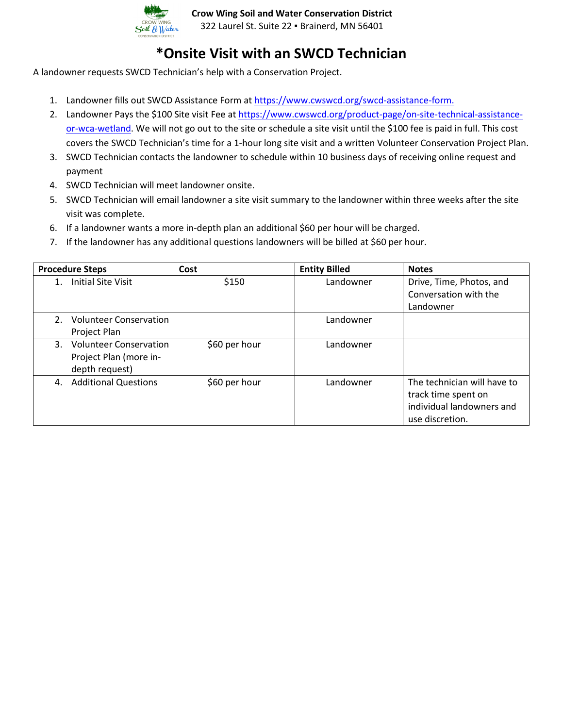**Crow Wing Soil and Water Conservation District**
322 Laurel St. Suite 22 ▪ Brainerd, MN 56401

# *Onsite Visit with an SWCD Technician

A landowner requests SWCD Technician's help with a Conservation Project.

1. Landowner fills out SWCD Assistance Form at https://www.cwswcd.org/swcd-assistance-form.
2. Landowner Pays the $100 Site visit Fee at https://www.cwswcd.org/product-page/on-site-technical-assistance-or-wca-wetland. We will not go out to the site or schedule a site visit until the $100 fee is paid in full. This cost covers the SWCD Technician's time for a 1-hour long site visit and a written Volunteer Conservation Project Plan.
3. SWCD Technician contacts the landowner to schedule within 10 business days of receiving online request and payment
4. SWCD Technician will meet landowner onsite.
5. SWCD Technician will email landowner a site visit summary to the landowner within three weeks after the site visit was complete.
6. If a landowner wants a more in-depth plan an additional $60 per hour will be charged.
7. If the landowner has any additional questions landowners will be billed at $60 per hour.

| Procedure Steps | Cost | Entity Billed | Notes |
|---|---|---|---|
| 1. Initial Site Visit | $150 | Landowner | Drive, Time, Photos, and Conversation with the Landowner |
| 2. Volunteer Conservation Project Plan | | Landowner | |
| 3. Volunteer Conservation Project Plan (more in-depth request) | $60 per hour | Landowner | |
| 4. Additional Questions | $60 per hour | Landowner | The technician will have to track time spent on individual landowners and use discretion. |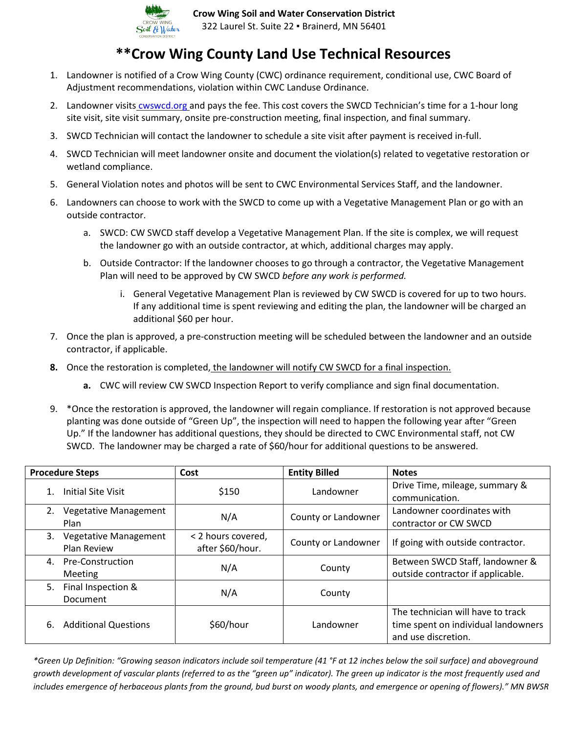**Crow Wing Soil and Water Conservation District**
322 Laurel St. Suite 22 ▪ Brainerd, MN 56401

# **Crow Wing County Land Use Technical Resources

1. Landowner is notified of a Crow Wing County (CWC) ordinance requirement, conditional use, CWC Board of Adjustment recommendations, violation within CWC Landuse Ordinance.
2. Landowner visits cwswcd.org and pays the fee. This cost covers the SWCD Technician's time for a 1-hour long site visit, site visit summary, onsite pre-construction meeting, final inspection, and final summary.
3. SWCD Technician will contact the landowner to schedule a site visit after payment is received in-full.
4. SWCD Technician will meet landowner onsite and document the violation(s) related to vegetative restoration or wetland compliance.
5. General Violation notes and photos will be sent to CWC Environmental Services Staff, and the landowner.
6. Landowners can choose to work with the SWCD to come up with a Vegetative Management Plan or go with an outside contractor.
   a. SWCD: CW SWCD staff develop a Vegetative Management Plan. If the site is complex, we will request the landowner go with an outside contractor, at which, additional charges may apply.
   b. Outside Contractor: If the landowner chooses to go through a contractor, the Vegetative Management Plan will need to be approved by CW SWCD *before any work is performed.*
      i. General Vegetative Management Plan is reviewed by CW SWCD is covered for up to two hours. If any additional time is spent reviewing and editing the plan, the landowner will be charged an additional $60 per hour.
7. Once the plan is approved, a pre-construction meeting will be scheduled between the landowner and an outside contractor, if applicable.
8. Once the restoration is completed, the landowner will notify CW SWCD for a final inspection.
   a. CWC will review CW SWCD Inspection Report to verify compliance and sign final documentation.
9. *Once the restoration is approved, the landowner will regain compliance. If restoration is not approved because planting was done outside of "Green Up", the inspection will need to happen the following year after "Green Up." If the landowner has additional questions, they should be directed to CWC Environmental staff, not CW SWCD. The landowner may be charged a rate of $60/hour for additional questions to be answered.

| Procedure Steps | Cost | Entity Billed | Notes |
|---|---|---|---|
| 1. Initial Site Visit | $150 | Landowner | Drive Time, mileage, summary & communication. |
| 2. Vegetative Management Plan | N/A | County or Landowner | Landowner coordinates with contractor or CW SWCD |
| 3. Vegetative Management Plan Review | < 2 hours covered, after $60/hour. | County or Landowner | If going with outside contractor. |
| 4. Pre-Construction Meeting | N/A | County | Between SWCD Staff, landowner & outside contractor if applicable. |
| 5. Final Inspection & Document | N/A | County | |
| 6. Additional Questions | $60/hour | Landowner | The technician will have to track time spent on individual landowners and use discretion. |

*\*Green Up Definition: "Growing season indicators include soil temperature (41 °F at 12 inches below the soil surface) and aboveground growth development of vascular plants (referred to as the "green up" indicator). The green up indicator is the most frequently used and includes emergence of herbaceous plants from the ground, bud burst on woody plants, and emergence or opening of flowers)." MN BWSR*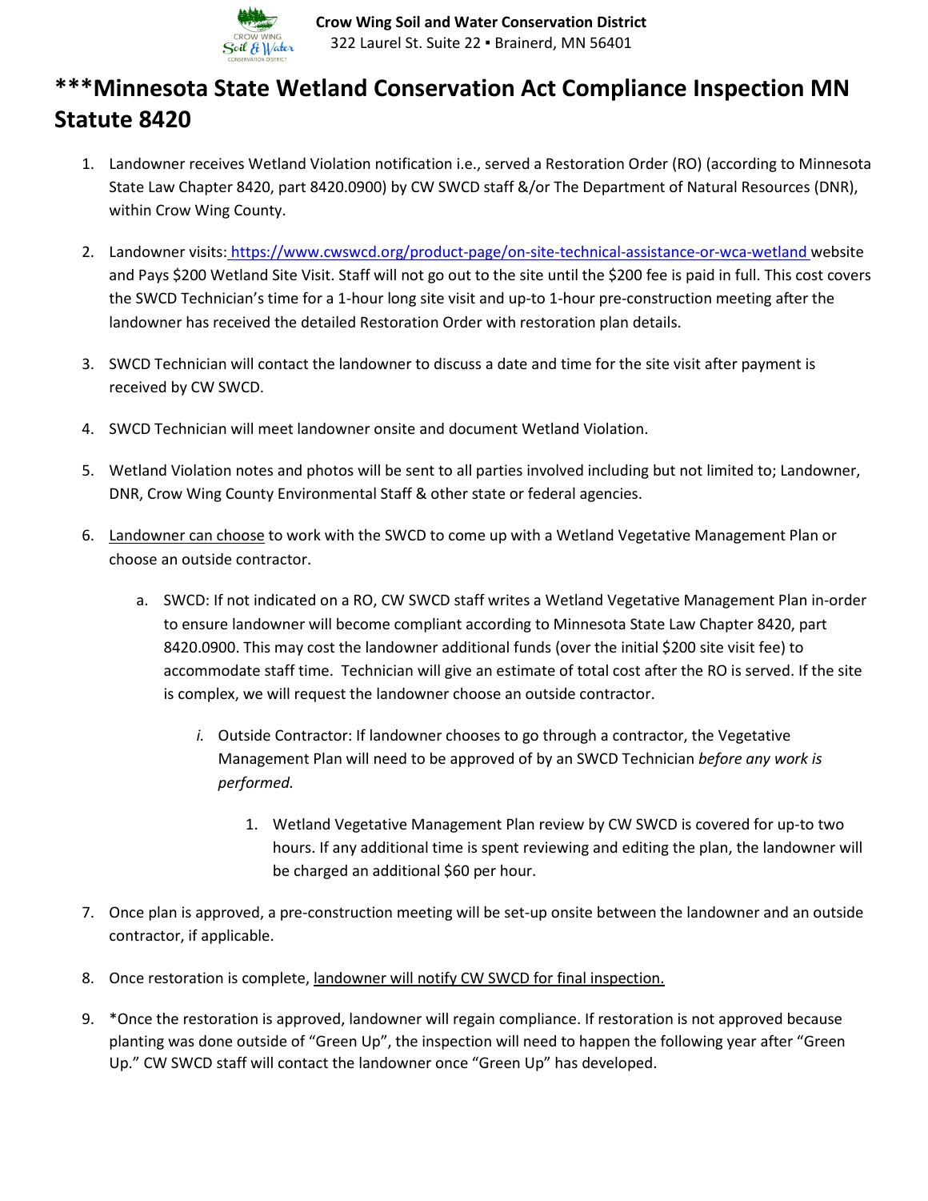**Crow Wing Soil and Water Conservation District**
322 Laurel St. Suite 22 ▪ Brainerd, MN 56401

# ***Minnesota State Wetland Conservation Act Compliance Inspection MN Statute 8420

1. Landowner receives Wetland Violation notification i.e., served a Restoration Order (RO) (according to Minnesota State Law Chapter 8420, part 8420.0900) by CW SWCD staff &/or The Department of Natural Resources (DNR), within Crow Wing County.

2. Landowner visits: https://www.cwswcd.org/product-page/on-site-technical-assistance-or-wca-wetland website and Pays $200 Wetland Site Visit. Staff will not go out to the site until the $200 fee is paid in full. This cost covers the SWCD Technician's time for a 1-hour long site visit and up-to 1-hour pre-construction meeting after the landowner has received the detailed Restoration Order with restoration plan details.

3. SWCD Technician will contact the landowner to discuss a date and time for the site visit after payment is received by CW SWCD.

4. SWCD Technician will meet landowner onsite and document Wetland Violation.

5. Wetland Violation notes and photos will be sent to all parties involved including but not limited to; Landowner, DNR, Crow Wing County Environmental Staff & other state or federal agencies.

6. <u>Landowner can choose</u> to work with the SWCD to come up with a Wetland Vegetative Management Plan or choose an outside contractor.

   a. SWCD: If not indicated on a RO, CW SWCD staff writes a Wetland Vegetative Management Plan in-order to ensure landowner will become compliant according to Minnesota State Law Chapter 8420, part 8420.0900. This may cost the landowner additional funds (over the initial $200 site visit fee) to accommodate staff time. Technician will give an estimate of total cost after the RO is served. If the site is complex, we will request the landowner choose an outside contractor.

      *i.* Outside Contractor: If landowner chooses to go through a contractor, the Vegetative Management Plan will need to be approved of by an SWCD Technician *before any work is performed.*

         1. Wetland Vegetative Management Plan review by CW SWCD is covered for up-to two hours. If any additional time is spent reviewing and editing the plan, the landowner will be charged an additional $60 per hour.

7. Once plan is approved, a pre-construction meeting will be set-up onsite between the landowner and an outside contractor, if applicable.

8. Once restoration is complete, <u>landowner will notify CW SWCD for final inspection.</u>

9. *Once the restoration is approved, landowner will regain compliance. If restoration is not approved because planting was done outside of "Green Up", the inspection will need to happen the following year after "Green Up." CW SWCD staff will contact the landowner once "Green Up" has developed.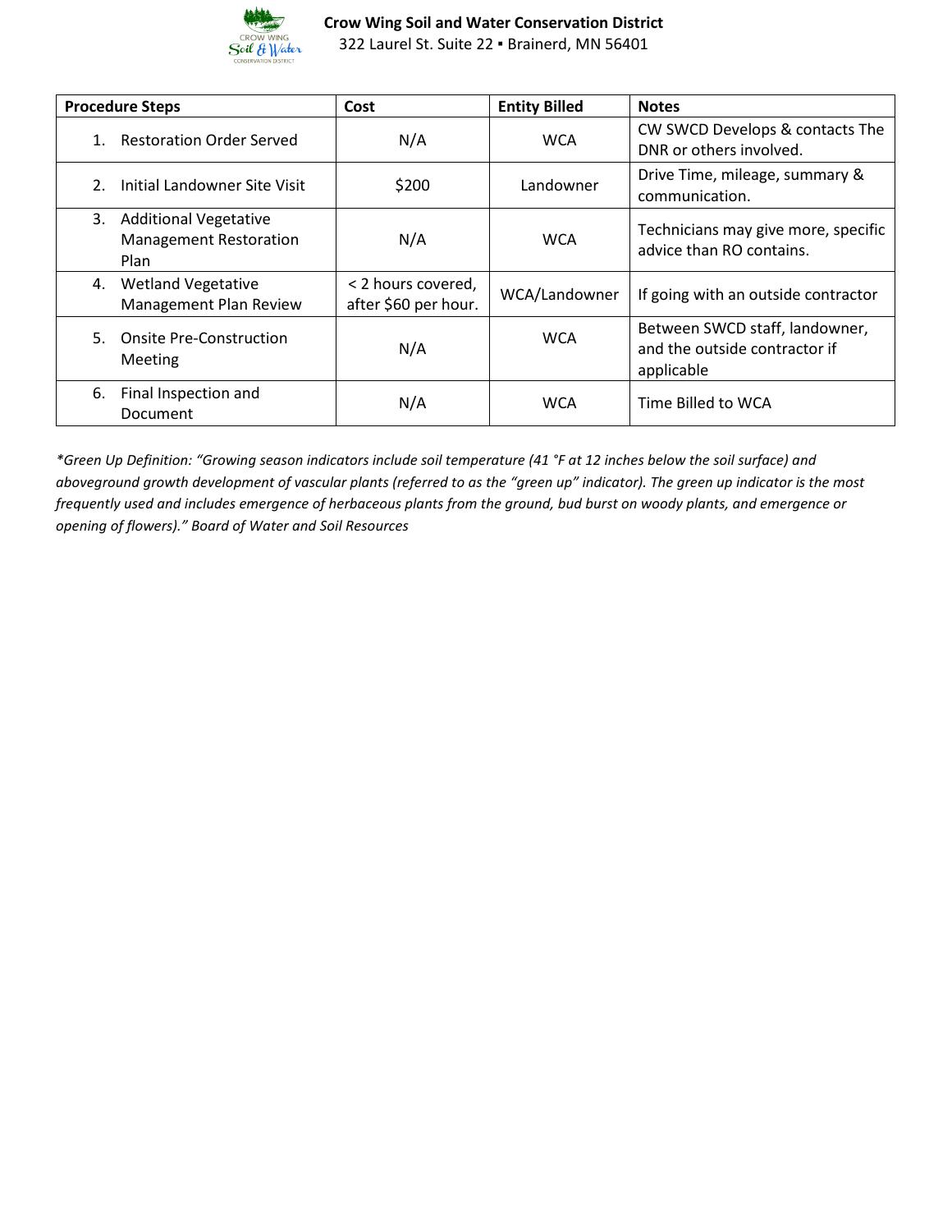| Procedure Steps | Cost | Entity Billed | Notes |
|---|---|---|---|
| 1. Restoration Order Served | N/A | WCA | CW SWCD Develops & contacts The DNR or others involved. |
| 2. Initial Landowner Site Visit | $200 | Landowner | Drive Time, mileage, summary & communication. |
| 3. Additional Vegetative Management Restoration Plan | N/A | WCA | Technicians may give more, specific advice than RO contains. |
| 4. Wetland Vegetative Management Plan Review | < 2 hours covered, after $60 per hour. | WCA/Landowner | If going with an outside contractor |
| 5. Onsite Pre-Construction Meeting | N/A | WCA | Between SWCD staff, landowner, and the outside contractor if applicable |
| 6. Final Inspection and Document | N/A | WCA | Time Billed to WCA |

*\*Green Up Definition: "Growing season indicators include soil temperature (41 °F at 12 inches below the soil surface) and aboveground growth development of vascular plants (referred to as the "green up" indicator). The green up indicator is the most frequently used and includes emergence of herbaceous plants from the ground, bud burst on woody plants, and emergence or opening of flowers)." Board of Water and Soil Resources*